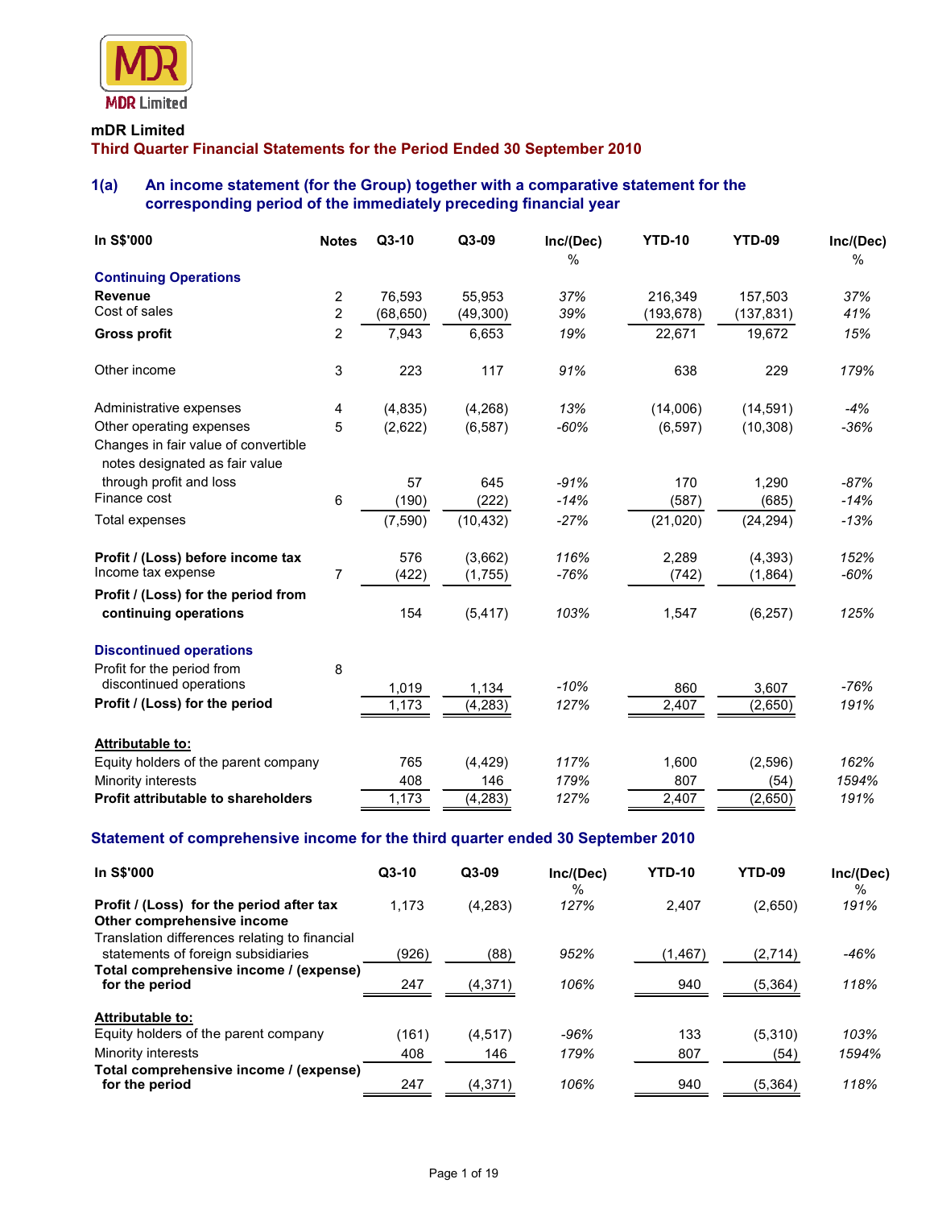MDR Limited

**mDR Limited**

## Third Quarter Financial Statements for the Period Ended 30 September 2010

### 1(a) An income statement (for the Group) together with a comparative statement for the corresponding period of the immediately preceding financial year

| In S$'000 | Notes | Q3-10 | Q3-09 | Inc/(Dec) % | YTD-10 | YTD-09 | Inc/(Dec) % |
|---|---|---|---|---|---|---|---|
| **Continuing Operations** | | | | | | | |
| **Revenue** | 2 | 76,593 | 55,953 | *37%* | 216,349 | 157,503 | *37%* |
| Cost of sales | 2 | (68,650) | (49,300) | *39%* | (193,678) | (137,831) | *41%* |
| **Gross profit** | 2 | 7,943 | 6,653 | *19%* | 22,671 | 19,672 | *15%* |
| Other income | 3 | 223 | 117 | *91%* | 638 | 229 | *179%* |
| Administrative expenses | 4 | (4,835) | (4,268) | *13%* | (14,006) | (14,591) | *-4%* |
| Other operating expenses | 5 | (2,622) | (6,587) | *-60%* | (6,597) | (10,308) | *-36%* |
| Changes in fair value of convertible notes designated as fair value through profit and loss | | 57 | 645 | *-91%* | 170 | 1,290 | *-87%* |
| Finance cost | 6 | (190) | (222) | *-14%* | (587) | (685) | *-14%* |
| Total expenses | | (7,590) | (10,432) | *-27%* | (21,020) | (24,294) | *-13%* |
| **Profit / (Loss) before income tax** | | 576 | (3,662) | *116%* | 2,289 | (4,393) | *152%* |
| Income tax expense | 7 | (422) | (1,755) | *-76%* | (742) | (1,864) | *-60%* |
| **Profit / (Loss) for the period from continuing operations** | | 154 | (5,417) | *103%* | 1,547 | (6,257) | *125%* |
| **Discontinued operations** | | | | | | | |
| Profit for the period from discontinued operations | 8 | 1,019 | 1,134 | *-10%* | 860 | 3,607 | *-76%* |
| **Profit / (Loss) for the period** | | 1,173 | (4,283) | *127%* | 2,407 | (2,650) | *191%* |
| **Attributable to:** | | | | | | | |
| Equity holders of the parent company | | 765 | (4,429) | *117%* | 1,600 | (2,596) | *162%* |
| Minority interests | | 408 | 146 | *179%* | 807 | (54) | *1594%* |
| **Profit attributable to shareholders** | | 1,173 | (4,283) | *127%* | 2,407 | (2,650) | *191%* |

### Statement of comprehensive income for the third quarter ended 30 September 2010

| In S$'000 | Q3-10 | Q3-09 | Inc/(Dec) % | YTD-10 | YTD-09 | Inc/(Dec) % |
|---|---|---|---|---|---|---|
| **Profit / (Loss) for the period after tax** | 1,173 | (4,283) | *127%* | 2,407 | (2,650) | *191%* |
| **Other comprehensive income** | | | | | | |
| Translation differences relating to financial statements of foreign subsidiaries | (926) | (88) | *952%* | (1,467) | (2,714) | *-46%* |
| **Total comprehensive income / (expense) for the period** | 247 | (4,371) | *106%* | 940 | (5,364) | *118%* |
| **Attributable to:** | | | | | | |
| Equity holders of the parent company | (161) | (4,517) | *-96%* | 133 | (5,310) | *103%* |
| Minority interests | 408 | 146 | *179%* | 807 | (54) | *1594%* |
| **Total comprehensive income / (expense) for the period** | 247 | (4,371) | *106%* | 940 | (5,364) | *118%* |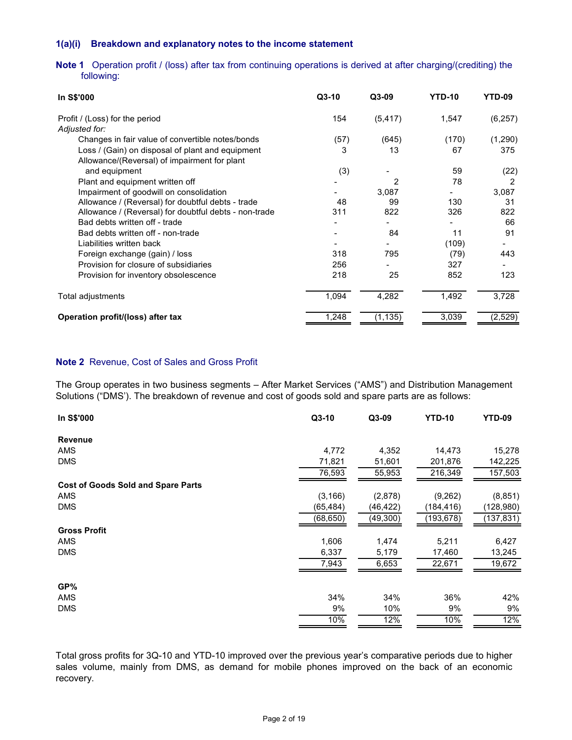### 1(a)(i) Breakdown and explanatory notes to the income statement

**Note 1** Operation profit / (loss) after tax from continuing operations is derived at after charging/(crediting) the following:

| In S$'000 | Q3-10 | Q3-09 | YTD-10 | YTD-09 |
|---|---|---|---|---|
| Profit / (Loss) for the period | 154 | (5,417) | 1,547 | (6,257) |
| *Adjusted for:* | | | | |
| Changes in fair value of convertible notes/bonds | (57) | (645) | (170) | (1,290) |
| Loss / (Gain) on disposal of plant and equipment | 3 | 13 | 67 | 375 |
| Allowance/(Reversal) of impairment for plant and equipment | (3) | - | 59 | (22) |
| Plant and equipment written off | - | 2 | 78 | 2 |
| Impairment of goodwill on consolidation | - | 3,087 | - | 3,087 |
| Allowance / (Reversal) for doubtful debts - trade | 48 | 99 | 130 | 31 |
| Allowance / (Reversal) for doubtful debts - non-trade | 311 | 822 | 326 | 822 |
| Bad debts written off - trade | - | - | - | 66 |
| Bad debts written off - non-trade | - | 84 | 11 | 91 |
| Liabilities written back | - | - | (109) | - |
| Foreign exchange (gain) / loss | 318 | 795 | (79) | 443 |
| Provision for closure of subsidiaries | 256 | - | 327 | - |
| Provision for inventory obsolescence | 218 | 25 | 852 | 123 |
| Total adjustments | 1,094 | 4,282 | 1,492 | 3,728 |
| **Operation profit/(loss) after tax** | 1,248 | (1,135) | 3,039 | (2,529) |

**Note 2** Revenue, Cost of Sales and Gross Profit

The Group operates in two business segments – After Market Services ("AMS") and Distribution Management Solutions ("DMS'). The breakdown of revenue and cost of goods sold and spare parts are as follows:

| In S$'000 | Q3-10 | Q3-09 | YTD-10 | YTD-09 |
|---|---|---|---|---|
| **Revenue** | | | | |
| AMS | 4,772 | 4,352 | 14,473 | 15,278 |
| DMS | 71,821 | 51,601 | 201,876 | 142,225 |
| | 76,593 | 55,953 | 216,349 | 157,503 |
| **Cost of Goods Sold and Spare Parts** | | | | |
| AMS | (3,166) | (2,878) | (9,262) | (8,851) |
| DMS | (65,484) | (46,422) | (184,416) | (128,980) |
| | (68,650) | (49,300) | (193,678) | (137,831) |
| **Gross Profit** | | | | |
| AMS | 1,606 | 1,474 | 5,211 | 6,427 |
| DMS | 6,337 | 5,179 | 17,460 | 13,245 |
| | 7,943 | 6,653 | 22,671 | 19,672 |
| **GP%** | | | | |
| AMS | 34% | 34% | 36% | 42% |
| DMS | 9% | 10% | 9% | 9% |
| | 10% | 12% | 10% | 12% |

Total gross profits for 3Q-10 and YTD-10 improved over the previous year's comparative periods due to higher sales volume, mainly from DMS, as demand for mobile phones improved on the back of an economic recovery.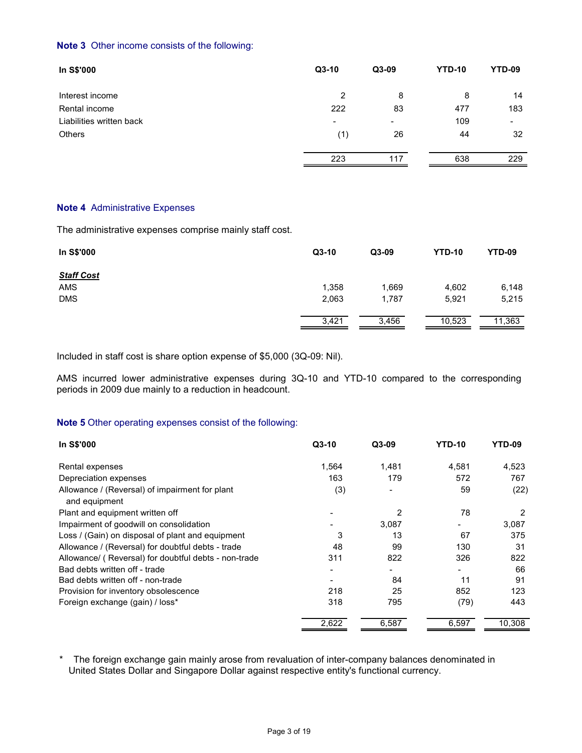**Note 3** Other income consists of the following:

| In S$'000 | Q3-10 | Q3-09 | YTD-10 | YTD-09 |
|---|---|---|---|---|
| Interest income | 2 | 8 | 8 | 14 |
| Rental income | 222 | 83 | 477 | 183 |
| Liabilities written back | - | - | 109 | - |
| Others | (1) | 26 | 44 | 32 |
| | 223 | 117 | 638 | 229 |

**Note 4** Administrative Expenses

The administrative expenses comprise mainly staff cost.

| In S$'000 | Q3-10 | Q3-09 | YTD-10 | YTD-09 |
|---|---|---|---|---|
| ***Staff Cost*** | | | | |
| AMS | 1,358 | 1,669 | 4,602 | 6,148 |
| DMS | 2,063 | 1,787 | 5,921 | 5,215 |
| | 3,421 | 3,456 | 10,523 | 11,363 |

Included in staff cost is share option expense of $5,000 (3Q-09: Nil).

AMS incurred lower administrative expenses during 3Q-10 and YTD-10 compared to the corresponding periods in 2009 due mainly to a reduction in headcount.

**Note 5** Other operating expenses consist of the following:

| In S$'000 | Q3-10 | Q3-09 | YTD-10 | YTD-09 |
|---|---|---|---|---|
| Rental expenses | 1,564 | 1,481 | 4,581 | 4,523 |
| Depreciation expenses | 163 | 179 | 572 | 767 |
| Allowance / (Reversal) of impairment for plant and equipment | (3) | - | 59 | (22) |
| Plant and equipment written off | - | 2 | 78 | 2 |
| Impairment of goodwill on consolidation | - | 3,087 | - | 3,087 |
| Loss / (Gain) on disposal of plant and equipment | 3 | 13 | 67 | 375 |
| Allowance / (Reversal) for doubtful debts - trade | 48 | 99 | 130 | 31 |
| Allowance/ ( Reversal) for doubtful debts - non-trade | 311 | 822 | 326 | 822 |
| Bad debts written off - trade | - | - | - | 66 |
| Bad debts written off - non-trade | - | 84 | 11 | 91 |
| Provision for inventory obsolescence | 218 | 25 | 852 | 123 |
| Foreign exchange (gain) / loss* | 318 | 795 | (79) | 443 |
| | 2,622 | 6,587 | 6,597 | 10,308 |

\* The foreign exchange gain mainly arose from revaluation of inter-company balances denominated in United States Dollar and Singapore Dollar against respective entity's functional currency.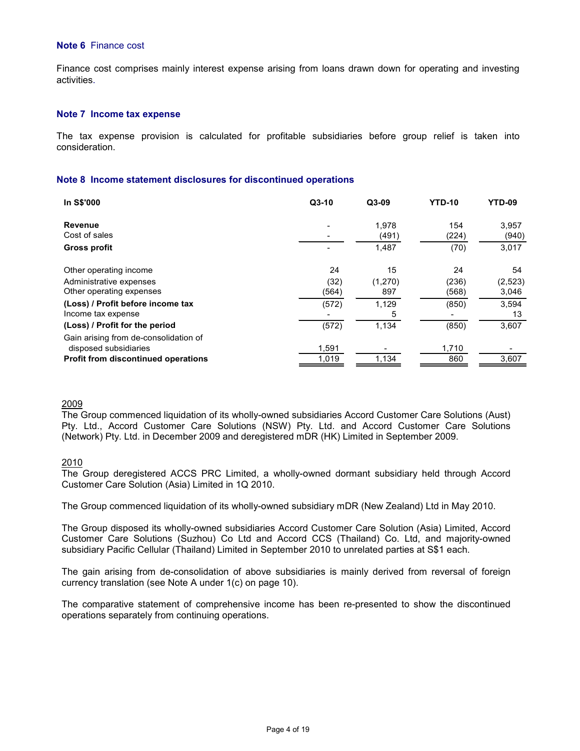**Note 6** Finance cost

Finance cost comprises mainly interest expense arising from loans drawn down for operating and investing activities.

**Note 7 Income tax expense**

The tax expense provision is calculated for profitable subsidiaries before group relief is taken into consideration.

**Note 8 Income statement disclosures for discontinued operations**

| In S$'000 | Q3-10 | Q3-09 | YTD-10 | YTD-09 |
|---|---|---|---|---|
| **Revenue** | - | 1,978 | 154 | 3,957 |
| Cost of sales | - | (491) | (224) | (940) |
| **Gross profit** | - | 1,487 | (70) | 3,017 |
| Other operating income | 24 | 15 | 24 | 54 |
| Administrative expenses | (32) | (1,270) | (236) | (2,523) |
| Other operating expenses | (564) | 897 | (568) | 3,046 |
| **(Loss) / Profit before income tax** | (572) | 1,129 | (850) | 3,594 |
| Income tax expense | - | 5 | - | 13 |
| **(Loss) / Profit for the period** | (572) | 1,134 | (850) | 3,607 |
| Gain arising from de-consolidation of disposed subsidiaries | 1,591 | - | 1,710 | - |
| **Profit from discontinued operations** | 1,019 | 1,134 | 860 | 3,607 |

2009

The Group commenced liquidation of its wholly-owned subsidiaries Accord Customer Care Solutions (Aust) Pty. Ltd., Accord Customer Care Solutions (NSW) Pty. Ltd. and Accord Customer Care Solutions (Network) Pty. Ltd. in December 2009 and deregistered mDR (HK) Limited in September 2009.

2010

The Group deregistered ACCS PRC Limited, a wholly-owned dormant subsidiary held through Accord Customer Care Solution (Asia) Limited in 1Q 2010.

The Group commenced liquidation of its wholly-owned subsidiary mDR (New Zealand) Ltd in May 2010.

The Group disposed its wholly-owned subsidiaries Accord Customer Care Solution (Asia) Limited, Accord Customer Care Solutions (Suzhou) Co Ltd and Accord CCS (Thailand) Co. Ltd, and majority-owned subsidiary Pacific Cellular (Thailand) Limited in September 2010 to unrelated parties at S$1 each.

The gain arising from de-consolidation of above subsidiaries is mainly derived from reversal of foreign currency translation (see Note A under 1(c) on page 10).

The comparative statement of comprehensive income has been re-presented to show the discontinued operations separately from continuing operations.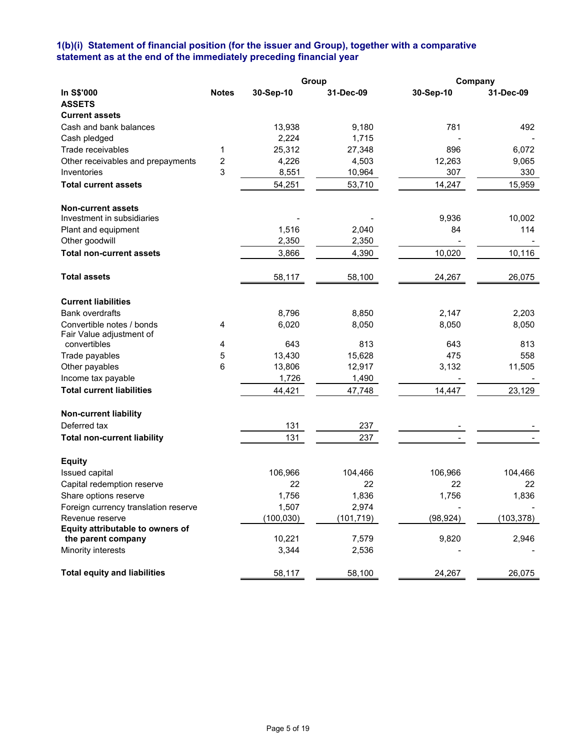### 1(b)(i) Statement of financial position (for the issuer and Group), together with a comparative statement as at the end of the immediately preceding financial year

| In S$'000 | Notes | Group | | Company | |
|---|---|---|---|---|---|
| | | 30-Sep-10 | 31-Dec-09 | 30-Sep-10 | 31-Dec-09 |
| **ASSETS** | | | | | |
| **Current assets** | | | | | |
| Cash and bank balances | | 13,938 | 9,180 | 781 | 492 |
| Cash pledged | | 2,224 | 1,715 | - | - |
| Trade receivables | 1 | 25,312 | 27,348 | 896 | 6,072 |
| Other receivables and prepayments | 2 | 4,226 | 4,503 | 12,263 | 9,065 |
| Inventories | 3 | 8,551 | 10,964 | 307 | 330 |
| **Total current assets** | | 54,251 | 53,710 | 14,247 | 15,959 |
| | | | | | |
| **Non-current assets** | | | | | |
| Investment in subsidiaries | | - | - | 9,936 | 10,002 |
| Plant and equipment | | 1,516 | 2,040 | 84 | 114 |
| Other goodwill | | 2,350 | 2,350 | - | - |
| **Total non-current assets** | | 3,866 | 4,390 | 10,020 | 10,116 |
| | | | | | |
| **Total assets** | | 58,117 | 58,100 | 24,267 | 26,075 |
| | | | | | |
| **Current liabilities** | | | | | |
| Bank overdrafts | | 8,796 | 8,850 | 2,147 | 2,203 |
| Convertible notes / bonds | 4 | 6,020 | 8,050 | 8,050 | 8,050 |
| Fair Value adjustment of convertibles | 4 | 643 | 813 | 643 | 813 |
| Trade payables | 5 | 13,430 | 15,628 | 475 | 558 |
| Other payables | 6 | 13,806 | 12,917 | 3,132 | 11,505 |
| Income tax payable | | 1,726 | 1,490 | - | - |
| **Total current liabilities** | | 44,421 | 47,748 | 14,447 | 23,129 |
| | | | | | |
| **Non-current liability** | | | | | |
| Deferred tax | | 131 | 237 | - | - |
| **Total non-current liability** | | 131 | 237 | - | - |
| | | | | | |
| **Equity** | | | | | |
| Issued capital | | 106,966 | 104,466 | 106,966 | 104,466 |
| Capital redemption reserve | | 22 | 22 | 22 | 22 |
| Share options reserve | | 1,756 | 1,836 | 1,756 | 1,836 |
| Foreign currency translation reserve | | 1,507 | 2,974 | - | - |
| Revenue reserve | | (100,030) | (101,719) | (98,924) | (103,378) |
| **Equity attributable to owners of the parent company** | | 10,221 | 7,579 | 9,820 | 2,946 |
| Minority interests | | 3,344 | 2,536 | - | - |
| | | | | | |
| **Total equity and liabilities** | | 58,117 | 58,100 | 24,267 | 26,075 |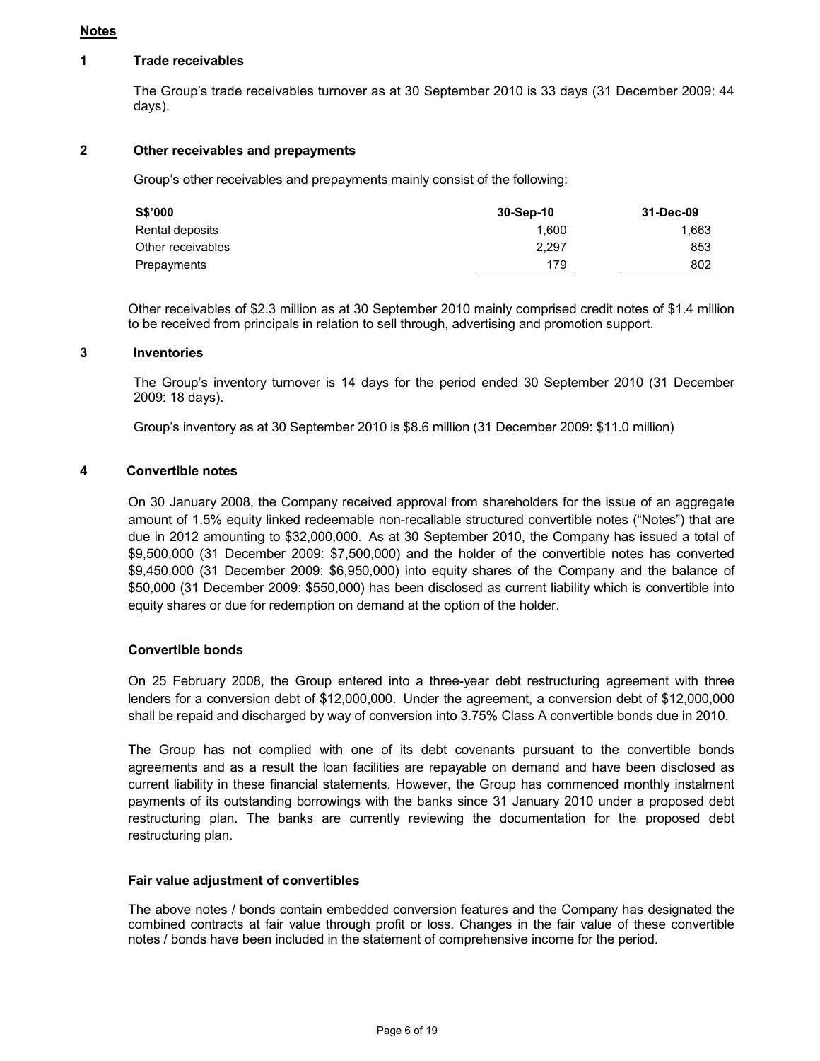## Notes

### 1 Trade receivables

The Group's trade receivables turnover as at 30 September 2010 is 33 days (31 December 2009: 44 days).

### 2 Other receivables and prepayments

Group's other receivables and prepayments mainly consist of the following:

| S$'000 | 30-Sep-10 | 31-Dec-09 |
|---|---|---|
| Rental deposits | 1,600 | 1,663 |
| Other receivables | 2,297 | 853 |
| Prepayments | 179 | 802 |

Other receivables of $2.3 million as at 30 September 2010 mainly comprised credit notes of $1.4 million to be received from principals in relation to sell through, advertising and promotion support.

### 3 Inventories

The Group's inventory turnover is 14 days for the period ended 30 September 2010 (31 December 2009: 18 days).

Group's inventory as at 30 September 2010 is $8.6 million (31 December 2009: $11.0 million)

### 4 Convertible notes

On 30 January 2008, the Company received approval from shareholders for the issue of an aggregate amount of 1.5% equity linked redeemable non-recallable structured convertible notes ("Notes") that are due in 2012 amounting to $32,000,000. As at 30 September 2010, the Company has issued a total of $9,500,000 (31 December 2009: $7,500,000) and the holder of the convertible notes has converted $9,450,000 (31 December 2009: $6,950,000) into equity shares of the Company and the balance of $50,000 (31 December 2009: $550,000) has been disclosed as current liability which is convertible into equity shares or due for redemption on demand at the option of the holder.

**Convertible bonds**

On 25 February 2008, the Group entered into a three-year debt restructuring agreement with three lenders for a conversion debt of $12,000,000. Under the agreement, a conversion debt of $12,000,000 shall be repaid and discharged by way of conversion into 3.75% Class A convertible bonds due in 2010.

The Group has not complied with one of its debt covenants pursuant to the convertible bonds agreements and as a result the loan facilities are repayable on demand and have been disclosed as current liability in these financial statements. However, the Group has commenced monthly instalment payments of its outstanding borrowings with the banks since 31 January 2010 under a proposed debt restructuring plan. The banks are currently reviewing the documentation for the proposed debt restructuring plan.

**Fair value adjustment of convertibles**

The above notes / bonds contain embedded conversion features and the Company has designated the combined contracts at fair value through profit or loss. Changes in the fair value of these convertible notes / bonds have been included in the statement of comprehensive income for the period.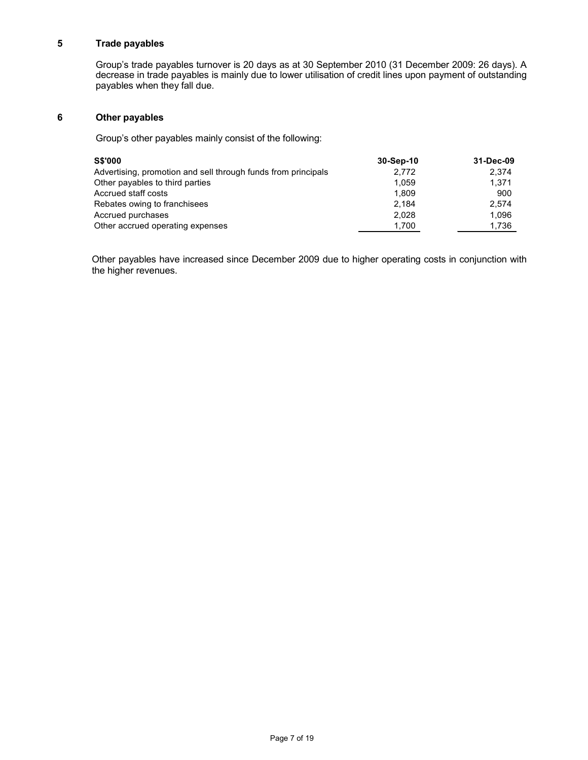## 5 Trade payables

Group's trade payables turnover is 20 days as at 30 September 2010 (31 December 2009: 26 days). A decrease in trade payables is mainly due to lower utilisation of credit lines upon payment of outstanding payables when they fall due.

## 6 Other payables

Group's other payables mainly consist of the following:

| S$'000 | 30-Sep-10 | 31-Dec-09 |
|---|---|---|
| Advertising, promotion and sell through funds from principals | 2,772 | 2,374 |
| Other payables to third parties | 1,059 | 1,371 |
| Accrued staff costs | 1,809 | 900 |
| Rebates owing to franchisees | 2,184 | 2,574 |
| Accrued purchases | 2,028 | 1,096 |
| Other accrued operating expenses | 1,700 | 1,736 |

Other payables have increased since December 2009 due to higher operating costs in conjunction with the higher revenues.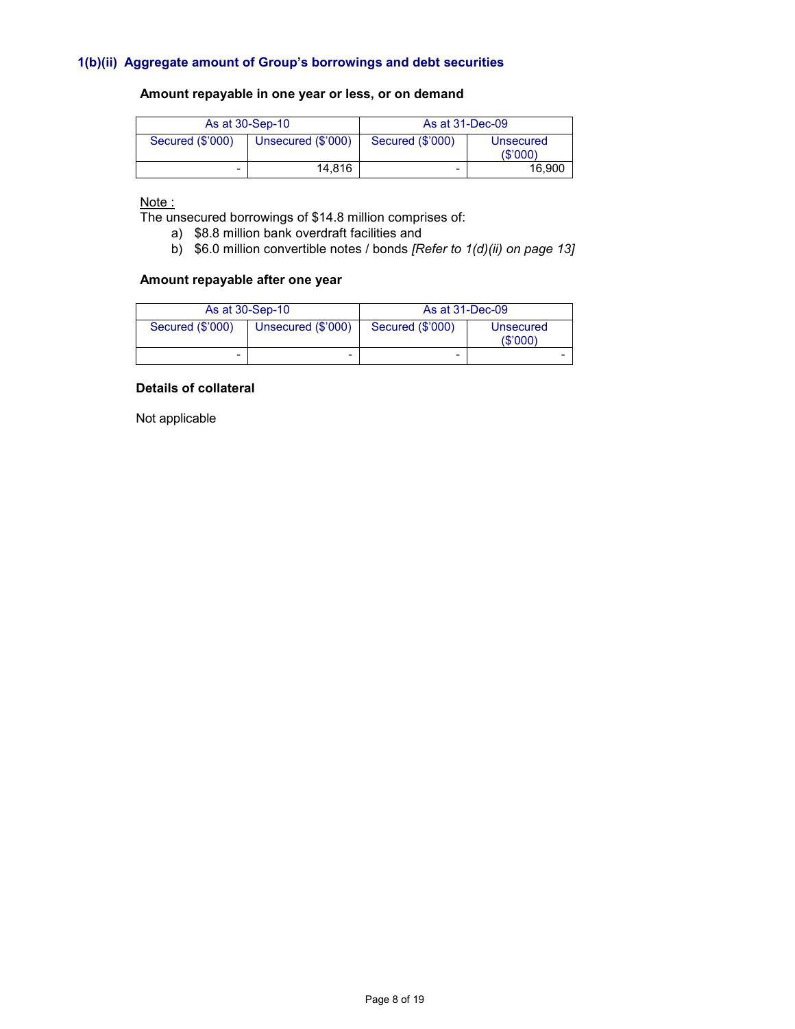### 1(b)(ii) Aggregate amount of Group's borrowings and debt securities

**Amount repayable in one year or less, or on demand**

| As at 30-Sep-10 | | As at 31-Dec-09 | |
|---|---|---|---|
| Secured ($'000) | Unsecured ($'000) | Secured ($'000) | Unsecured ($'000) |
| - | 14,816 | - | 16,900 |

Note :

The unsecured borrowings of $14.8 million comprises of:

a) $8.8 million bank overdraft facilities and
b) $6.0 million convertible notes / bonds *[Refer to 1(d)(ii) on page 13]*

**Amount repayable after one year**

| As at 30-Sep-10 | | As at 31-Dec-09 | |
|---|---|---|---|
| Secured ($'000) | Unsecured ($'000) | Secured ($'000) | Unsecured ($'000) |
| - | - | - | - |

**Details of collateral**

Not applicable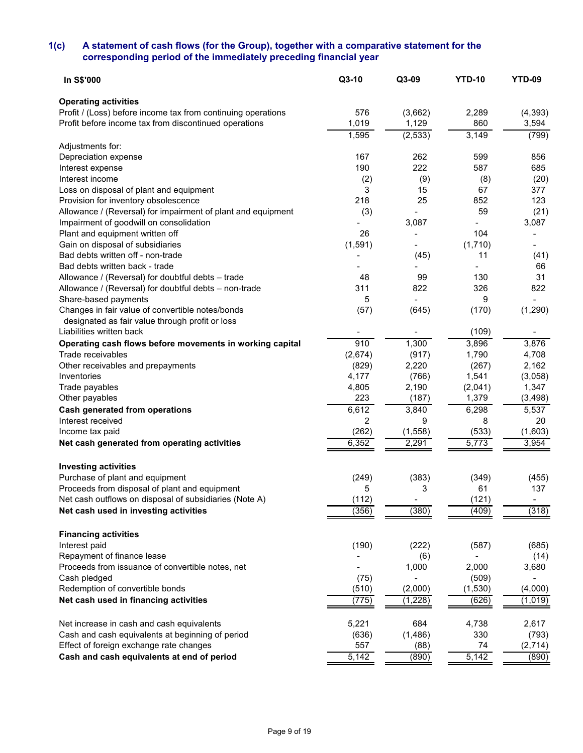### 1(c) A statement of cash flows (for the Group), together with a comparative statement for the corresponding period of the immediately preceding financial year

| In S$'000 | Q3-10 | Q3-09 | YTD-10 | YTD-09 |
|---|---|---|---|---|
| **Operating activities** | | | | |
| Profit / (Loss) before income tax from continuing operations | 576 | (3,662) | 2,289 | (4,393) |
| Profit before income tax from discontinued operations | 1,019 | 1,129 | 860 | 3,594 |
| | 1,595 | (2,533) | 3,149 | (799) |
| Adjustments for: | | | | |
| Depreciation expense | 167 | 262 | 599 | 856 |
| Interest expense | 190 | 222 | 587 | 685 |
| Interest income | (2) | (9) | (8) | (20) |
| Loss on disposal of plant and equipment | 3 | 15 | 67 | 377 |
| Provision for inventory obsolescence | 218 | 25 | 852 | 123 |
| Allowance / (Reversal) for impairment of plant and equipment | (3) | - | 59 | (21) |
| Impairment of goodwill on consolidation | - | 3,087 | - | 3,087 |
| Plant and equipment written off | 26 | - | 104 | - |
| Gain on disposal of subsidiaries | (1,591) | - | (1,710) | - |
| Bad debts written off - non-trade | - | (45) | 11 | (41) |
| Bad debts written back - trade | - | - | - | 66 |
| Allowance / (Reversal) for doubtful debts – trade | 48 | 99 | 130 | 31 |
| Allowance / (Reversal) for doubtful debts – non-trade | 311 | 822 | 326 | 822 |
| Share-based payments | 5 | - | 9 | - |
| Changes in fair value of convertible notes/bonds designated as fair value through profit or loss | (57) | (645) | (170) | (1,290) |
| Liabilities written back | - | - | (109) | - |
| **Operating cash flows before movements in working capital** | 910 | 1,300 | 3,896 | 3,876 |
| Trade receivables | (2,674) | (917) | 1,790 | 4,708 |
| Other receivables and prepayments | (829) | 2,220 | (267) | 2,162 |
| Inventories | 4,177 | (766) | 1,541 | (3,058) |
| Trade payables | 4,805 | 2,190 | (2,041) | 1,347 |
| Other payables | 223 | (187) | 1,379 | (3,498) |
| **Cash generated from operations** | 6,612 | 3,840 | 6,298 | 5,537 |
| Interest received | 2 | 9 | 8 | 20 |
| Income tax paid | (262) | (1,558) | (533) | (1,603) |
| **Net cash generated from operating activities** | 6,352 | 2,291 | 5,773 | 3,954 |
| | | | | |
| **Investing activities** | | | | |
| Purchase of plant and equipment | (249) | (383) | (349) | (455) |
| Proceeds from disposal of plant and equipment | 5 | 3 | 61 | 137 |
| Net cash outflows on disposal of subsidiaries (Note A) | (112) | - | (121) | - |
| **Net cash used in investing activities** | (356) | (380) | (409) | (318) |
| | | | | |
| **Financing activities** | | | | |
| Interest paid | (190) | (222) | (587) | (685) |
| Repayment of finance lease | - | (6) | - | (14) |
| Proceeds from issuance of convertible notes, net | - | 1,000 | 2,000 | 3,680 |
| Cash pledged | (75) | - | (509) | - |
| Redemption of convertible bonds | (510) | (2,000) | (1,530) | (4,000) |
| **Net cash used in financing activities** | (775) | (1,228) | (626) | (1,019) |
| | | | | |
| Net increase in cash and cash equivalents | 5,221 | 684 | 4,738 | 2,617 |
| Cash and cash equivalents at beginning of period | (636) | (1,486) | 330 | (793) |
| Effect of foreign exchange rate changes | 557 | (88) | 74 | (2,714) |
| **Cash and cash equivalents at end of period** | 5,142 | (890) | 5,142 | (890) |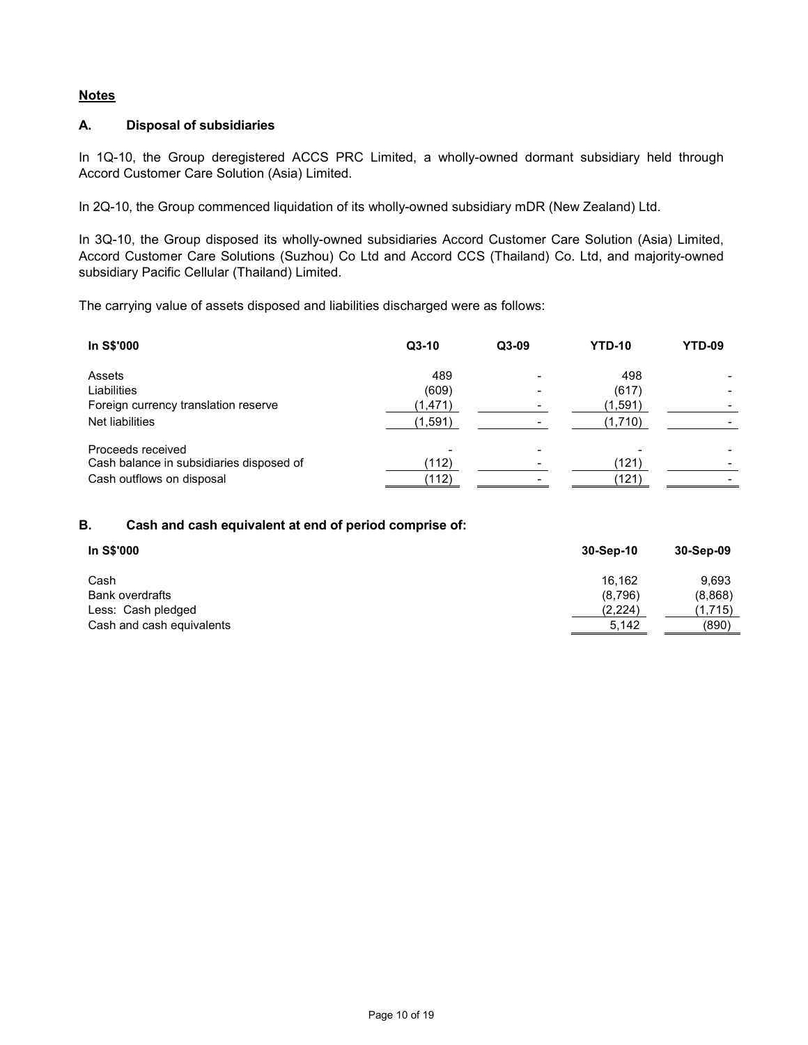## Notes

### A. Disposal of subsidiaries

In 1Q-10, the Group deregistered ACCS PRC Limited, a wholly-owned dormant subsidiary held through Accord Customer Care Solution (Asia) Limited.

In 2Q-10, the Group commenced liquidation of its wholly-owned subsidiary mDR (New Zealand) Ltd.

In 3Q-10, the Group disposed its wholly-owned subsidiaries Accord Customer Care Solution (Asia) Limited, Accord Customer Care Solutions (Suzhou) Co Ltd and Accord CCS (Thailand) Co. Ltd, and majority-owned subsidiary Pacific Cellular (Thailand) Limited.

The carrying value of assets disposed and liabilities discharged were as follows:

| In S$'000 | Q3-10 | Q3-09 | YTD-10 | YTD-09 |
|---|---|---|---|---|
| Assets | 489 | - | 498 | - |
| Liabilities | (609) | - | (617) | - |
| Foreign currency translation reserve | (1,471) | - | (1,591) | - |
| Net liabilities | (1,591) | - | (1,710) | - |
| Proceeds received | - | - | - | - |
| Cash balance in subsidiaries disposed of | (112) | - | (121) | - |
| Cash outflows on disposal | (112) | - | (121) | - |

### B. Cash and cash equivalent at end of period comprise of:

| In S$'000 | 30-Sep-10 | 30-Sep-09 |
|---|---|---|
| Cash | 16,162 | 9,693 |
| Bank overdrafts | (8,796) | (8,868) |
| Less: Cash pledged | (2,224) | (1,715) |
| Cash and cash equivalents | 5,142 | (890) |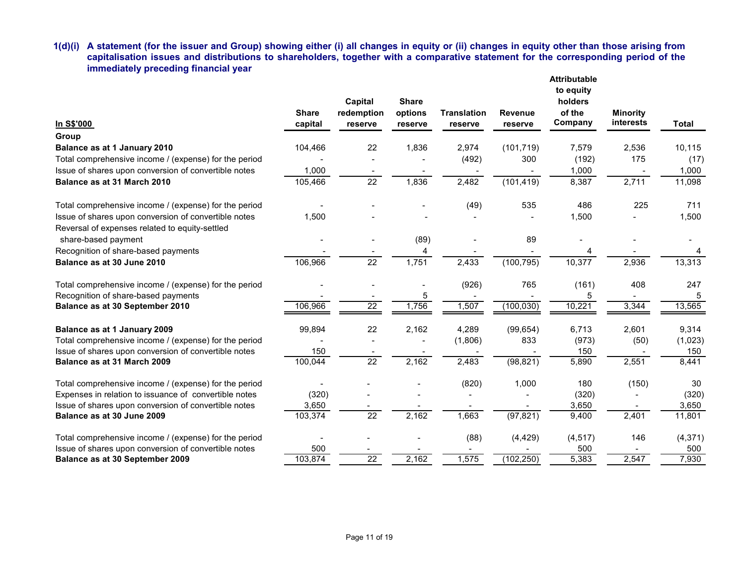**1(d)(i) A statement (for the issuer and Group) showing either (i) all changes in equity or (ii) changes in equity other than those arising from capitalisation issues and distributions to shareholders, together with a comparative statement for the corresponding period of the immediately preceding financial year**

| In S$'000 | Share capital | Capital redemption reserve | Share options reserve | Translation reserve | Revenue reserve | Attributable to equity holders of the Company | Minority interests | Total |
|---|---|---|---|---|---|---|---|---|
| **Group** | | | | | | | | |
| **Balance as at 1 January 2010** | 104,466 | 22 | 1,836 | 2,974 | (101,719) | 7,579 | 2,536 | 10,115 |
| Total comprehensive income / (expense) for the period | - | - | - | (492) | 300 | (192) | 175 | (17) |
| Issue of shares upon conversion of convertible notes | 1,000 | - | - | - | - | 1,000 | - | 1,000 |
| **Balance as at 31 March 2010** | 105,466 | 22 | 1,836 | 2,482 | (101,419) | 8,387 | 2,711 | 11,098 |
| | | | | | | | | |
| Total comprehensive income / (expense) for the period | - | - | - | (49) | 535 | 486 | 225 | 711 |
| Issue of shares upon conversion of convertible notes | 1,500 | - | - | - | - | 1,500 | - | 1,500 |
| Reversal of expenses related to equity-settled share-based payment | - | - | (89) | - | 89 | - | - | - |
| Recognition of share-based payments | - | - | 4 | - | - | 4 | - | 4 |
| **Balance as at 30 June 2010** | 106,966 | 22 | 1,751 | 2,433 | (100,795) | 10,377 | 2,936 | 13,313 |
| | | | | | | | | |
| Total comprehensive income / (expense) for the period | - | - | - | (926) | 765 | (161) | 408 | 247 |
| Recognition of share-based payments | - | - | 5 | - | - | 5 | - | 5 |
| **Balance as at 30 September 2010** | 106,966 | 22 | 1,756 | 1,507 | (100,030) | 10,221 | 3,344 | 13,565 |
| | | | | | | | | |
| **Balance as at 1 January 2009** | 99,894 | 22 | 2,162 | 4,289 | (99,654) | 6,713 | 2,601 | 9,314 |
| Total comprehensive income / (expense) for the period | - | - | - | (1,806) | 833 | (973) | (50) | (1,023) |
| Issue of shares upon conversion of convertible notes | 150 | - | - | - | - | 150 | - | 150 |
| **Balance as at 31 March 2009** | 100,044 | 22 | 2,162 | 2,483 | (98,821) | 5,890 | 2,551 | 8,441 |
| | | | | | | | | |
| Total comprehensive income / (expense) for the period | - | - | - | (820) | 1,000 | 180 | (150) | 30 |
| Expenses in relation to issuance of convertible notes | (320) | - | - | - | - | (320) | - | (320) |
| Issue of shares upon conversion of convertible notes | 3,650 | - | - | - | - | 3,650 | - | 3,650 |
| **Balance as at 30 June 2009** | 103,374 | 22 | 2,162 | 1,663 | (97,821) | 9,400 | 2,401 | 11,801 |
| | | | | | | | | |
| Total comprehensive income / (expense) for the period | - | - | - | (88) | (4,429) | (4,517) | 146 | (4,371) |
| Issue of shares upon conversion of convertible notes | 500 | - | - | - | - | 500 | - | 500 |
| **Balance as at 30 September 2009** | 103,874 | 22 | 2,162 | 1,575 | (102,250) | 5,383 | 2,547 | 7,930 |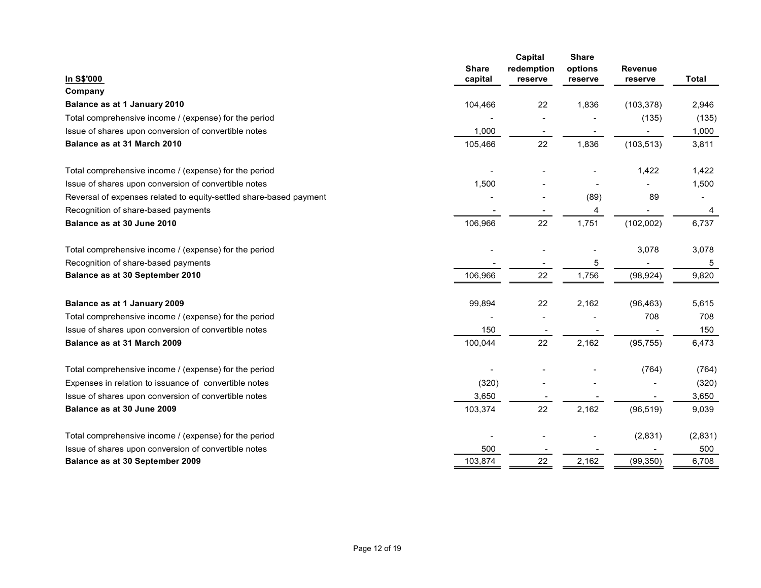| In S$'000 | Share capital | Capital redemption reserve | Share options reserve | Revenue reserve | Total |
|---|---|---|---|---|---|
| **Company** | | | | | |
| **Balance as at 1 January 2010** | 104,466 | 22 | 1,836 | (103,378) | 2,946 |
| Total comprehensive income / (expense) for the period | - | - | - | (135) | (135) |
| Issue of shares upon conversion of convertible notes | 1,000 | - | - | - | 1,000 |
| **Balance as at 31 March 2010** | 105,466 | 22 | 1,836 | (103,513) | 3,811 |
| | | | | | |
| Total comprehensive income / (expense) for the period | - | - | - | 1,422 | 1,422 |
| Issue of shares upon conversion of convertible notes | 1,500 | - | - | - | 1,500 |
| Reversal of expenses related to equity-settled share-based payment | - | - | (89) | 89 | - |
| Recognition of share-based payments | - | - | 4 | - | 4 |
| **Balance as at 30 June 2010** | 106,966 | 22 | 1,751 | (102,002) | 6,737 |
| | | | | | |
| Total comprehensive income / (expense) for the period | - | - | - | 3,078 | 3,078 |
| Recognition of share-based payments | - | - | 5 | - | 5 |
| **Balance as at 30 September 2010** | 106,966 | 22 | 1,756 | (98,924) | 9,820 |
| | | | | | |
| **Balance as at 1 January 2009** | 99,894 | 22 | 2,162 | (96,463) | 5,615 |
| Total comprehensive income / (expense) for the period | - | - | - | 708 | 708 |
| Issue of shares upon conversion of convertible notes | 150 | - | - | - | 150 |
| **Balance as at 31 March 2009** | 100,044 | 22 | 2,162 | (95,755) | 6,473 |
| | | | | | |
| Total comprehensive income / (expense) for the period | - | - | - | (764) | (764) |
| Expenses in relation to issuance of convertible notes | (320) | - | - | - | (320) |
| Issue of shares upon conversion of convertible notes | 3,650 | - | - | - | 3,650 |
| **Balance as at 30 June 2009** | 103,374 | 22 | 2,162 | (96,519) | 9,039 |
| | | | | | |
| Total comprehensive income / (expense) for the period | - | - | - | (2,831) | (2,831) |
| Issue of shares upon conversion of convertible notes | 500 | - | - | - | 500 |
| **Balance as at 30 September 2009** | 103,874 | 22 | 2,162 | (99,350) | 6,708 |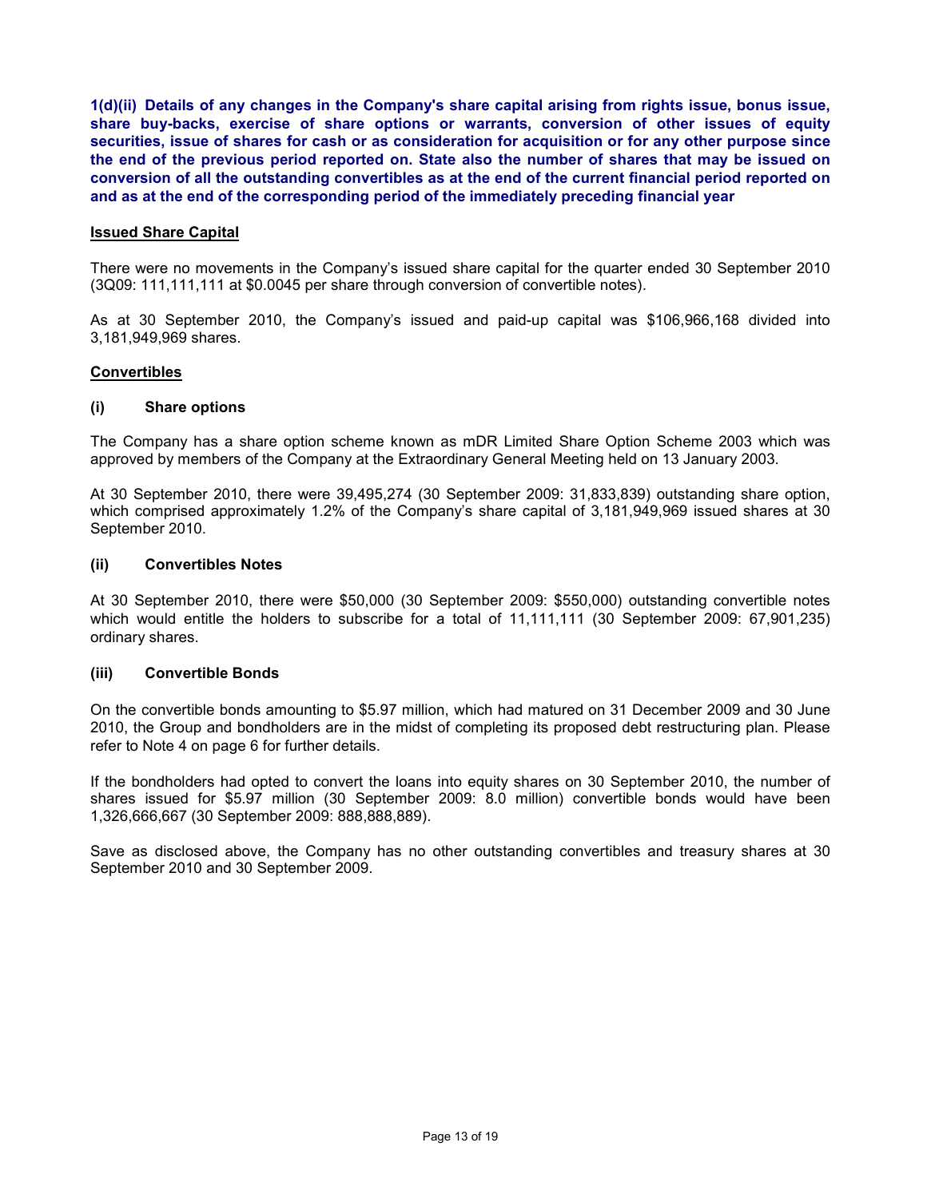**1(d)(ii) Details of any changes in the Company's share capital arising from rights issue, bonus issue, share buy-backs, exercise of share options or warrants, conversion of other issues of equity securities, issue of shares for cash or as consideration for acquisition or for any other purpose since the end of the previous period reported on. State also the number of shares that may be issued on conversion of all the outstanding convertibles as at the end of the current financial period reported on and as at the end of the corresponding period of the immediately preceding financial year**

**Issued Share Capital**

There were no movements in the Company's issued share capital for the quarter ended 30 September 2010 (3Q09: 111,111,111 at $0.0045 per share through conversion of convertible notes).

As at 30 September 2010, the Company's issued and paid-up capital was $106,966,168 divided into 3,181,949,969 shares.

**Convertibles**

**(i) Share options**

The Company has a share option scheme known as mDR Limited Share Option Scheme 2003 which was approved by members of the Company at the Extraordinary General Meeting held on 13 January 2003.

At 30 September 2010, there were 39,495,274 (30 September 2009: 31,833,839) outstanding share option, which comprised approximately 1.2% of the Company's share capital of 3,181,949,969 issued shares at 30 September 2010.

**(ii) Convertibles Notes**

At 30 September 2010, there were $50,000 (30 September 2009: $550,000) outstanding convertible notes which would entitle the holders to subscribe for a total of 11,111,111 (30 September 2009: 67,901,235) ordinary shares.

**(iii) Convertible Bonds**

On the convertible bonds amounting to $5.97 million, which had matured on 31 December 2009 and 30 June 2010, the Group and bondholders are in the midst of completing its proposed debt restructuring plan. Please refer to Note 4 on page 6 for further details.

If the bondholders had opted to convert the loans into equity shares on 30 September 2010, the number of shares issued for $5.97 million (30 September 2009: 8.0 million) convertible bonds would have been 1,326,666,667 (30 September 2009: 888,888,889).

Save as disclosed above, the Company has no other outstanding convertibles and treasury shares at 30 September 2010 and 30 September 2009.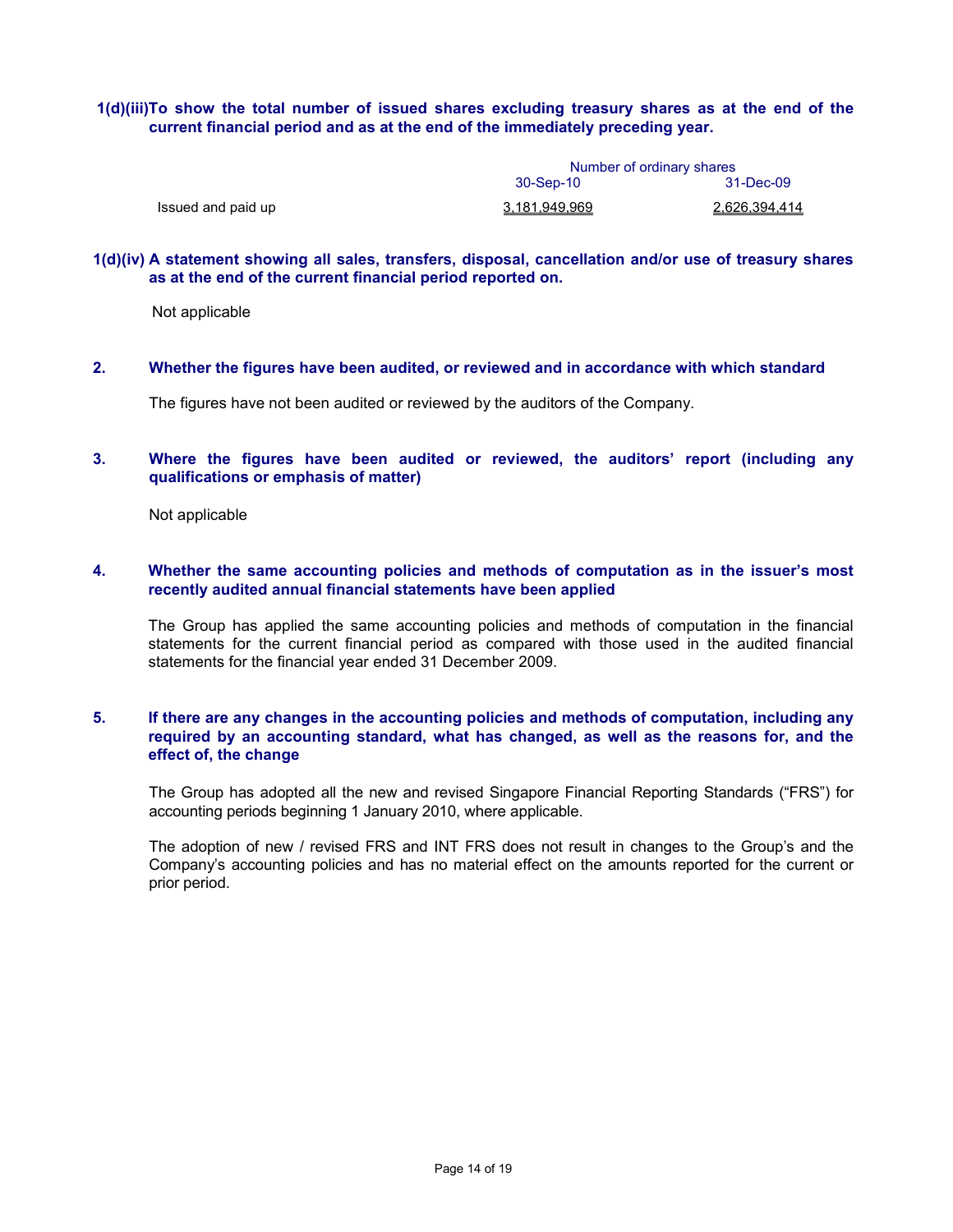**1(d)(iii)To show the total number of issued shares excluding treasury shares as at the end of the current financial period and as at the end of the immediately preceding year.**

| | Number of ordinary shares | |
|---|---|---|
| | 30-Sep-10 | 31-Dec-09 |
| Issued and paid up | 3,181,949,969 | 2,626,394,414 |

**1(d)(iv) A statement showing all sales, transfers, disposal, cancellation and/or use of treasury shares as at the end of the current financial period reported on.**

Not applicable

**2. Whether the figures have been audited, or reviewed and in accordance with which standard**

The figures have not been audited or reviewed by the auditors of the Company.

**3. Where the figures have been audited or reviewed, the auditors' report (including any qualifications or emphasis of matter)**

Not applicable

**4. Whether the same accounting policies and methods of computation as in the issuer's most recently audited annual financial statements have been applied**

The Group has applied the same accounting policies and methods of computation in the financial statements for the current financial period as compared with those used in the audited financial statements for the financial year ended 31 December 2009.

**5. If there are any changes in the accounting policies and methods of computation, including any required by an accounting standard, what has changed, as well as the reasons for, and the effect of, the change**

The Group has adopted all the new and revised Singapore Financial Reporting Standards ("FRS") for accounting periods beginning 1 January 2010, where applicable.

The adoption of new / revised FRS and INT FRS does not result in changes to the Group's and the Company's accounting policies and has no material effect on the amounts reported for the current or prior period.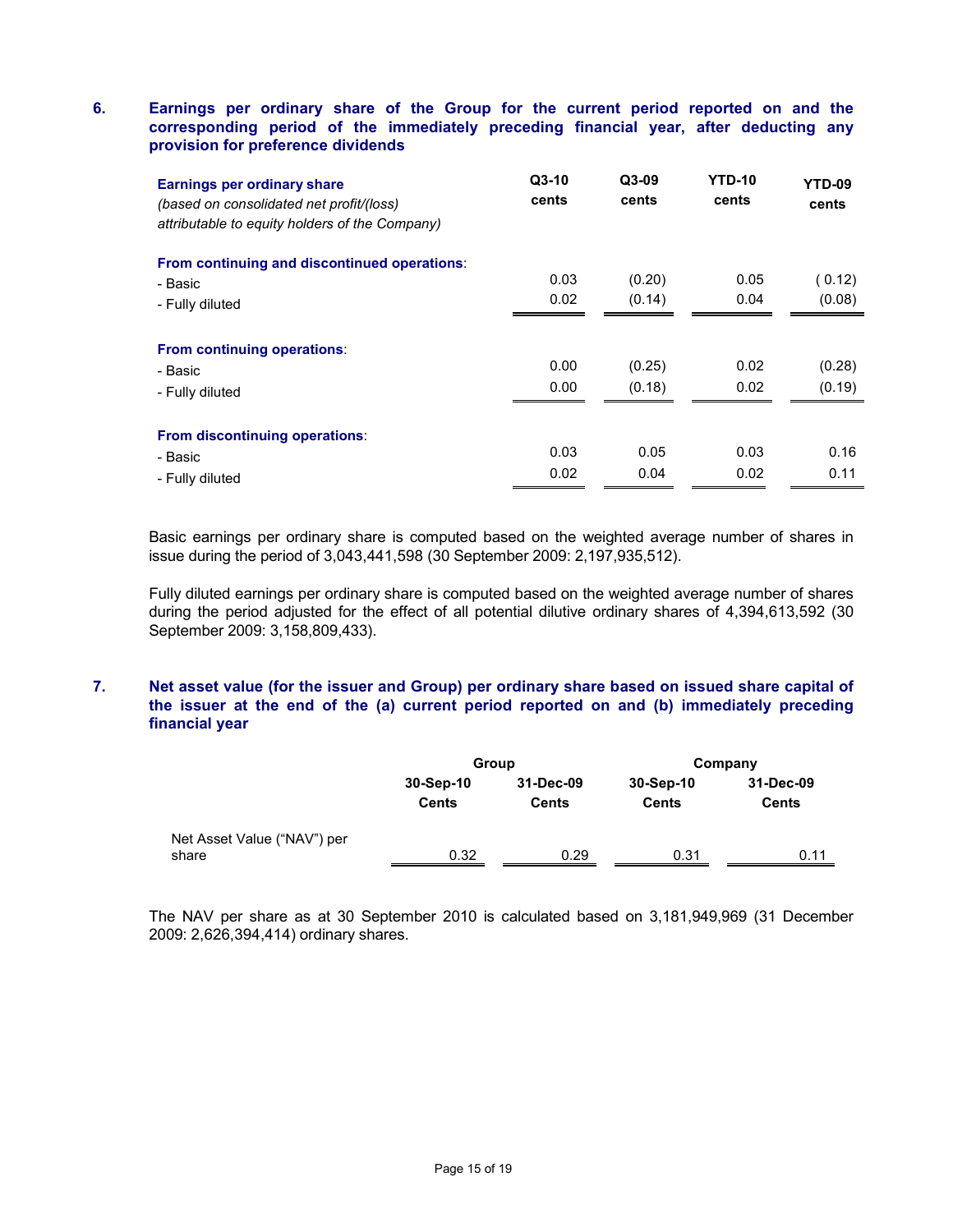## 6. Earnings per ordinary share of the Group for the current period reported on and the corresponding period of the immediately preceding financial year, after deducting any provision for preference dividends

| **Earnings per ordinary share** *(based on consolidated net profit/(loss) attributable to equity holders of the Company)* | **Q3-10 cents** | **Q3-09 cents** | **YTD-10 cents** | **YTD-09 cents** |
|---|---|---|---|---|
| **From continuing and discontinued operations**: | | | | |
| - Basic | 0.03 | (0.20) | 0.05 | ( 0.12) |
| - Fully diluted | 0.02 | (0.14) | 0.04 | (0.08) |
| **From continuing operations**: | | | | |
| - Basic | 0.00 | (0.25) | 0.02 | (0.28) |
| - Fully diluted | 0.00 | (0.18) | 0.02 | (0.19) |
| **From discontinuing operations**: | | | | |
| - Basic | 0.03 | 0.05 | 0.03 | 0.16 |
| - Fully diluted | 0.02 | 0.04 | 0.02 | 0.11 |

Basic earnings per ordinary share is computed based on the weighted average number of shares in issue during the period of 3,043,441,598 (30 September 2009: 2,197,935,512).

Fully diluted earnings per ordinary share is computed based on the weighted average number of shares during the period adjusted for the effect of all potential dilutive ordinary shares of 4,394,613,592 (30 September 2009: 3,158,809,433).

## 7. Net asset value (for the issuer and Group) per ordinary share based on issued share capital of the issuer at the end of the (a) current period reported on and (b) immediately preceding financial year

| | **Group** | | **Company** | |
|---|---|---|---|---|
| | **30-Sep-10 Cents** | **31-Dec-09 Cents** | **30-Sep-10 Cents** | **31-Dec-09 Cents** |
| Net Asset Value ("NAV") per share | 0.32 | 0.29 | 0.31 | 0.11 |

The NAV per share as at 30 September 2010 is calculated based on 3,181,949,969 (31 December 2009: 2,626,394,414) ordinary shares.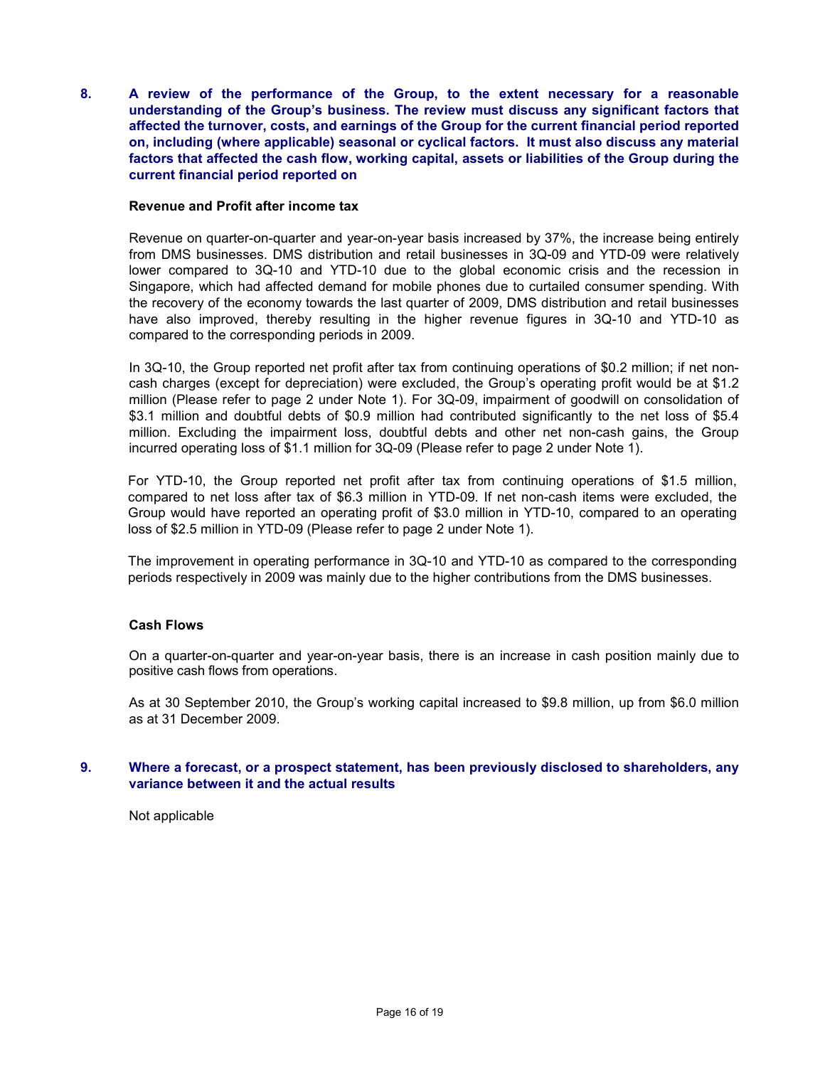**8. A review of the performance of the Group, to the extent necessary for a reasonable understanding of the Group's business. The review must discuss any significant factors that affected the turnover, costs, and earnings of the Group for the current financial period reported on, including (where applicable) seasonal or cyclical factors. It must also discuss any material factors that affected the cash flow, working capital, assets or liabilities of the Group during the current financial period reported on**

**Revenue and Profit after income tax**

Revenue on quarter-on-quarter and year-on-year basis increased by 37%, the increase being entirely from DMS businesses. DMS distribution and retail businesses in 3Q-09 and YTD-09 were relatively lower compared to 3Q-10 and YTD-10 due to the global economic crisis and the recession in Singapore, which had affected demand for mobile phones due to curtailed consumer spending. With the recovery of the economy towards the last quarter of 2009, DMS distribution and retail businesses have also improved, thereby resulting in the higher revenue figures in 3Q-10 and YTD-10 as compared to the corresponding periods in 2009.

In 3Q-10, the Group reported net profit after tax from continuing operations of $0.2 million; if net non-cash charges (except for depreciation) were excluded, the Group's operating profit would be at $1.2 million (Please refer to page 2 under Note 1). For 3Q-09, impairment of goodwill on consolidation of $3.1 million and doubtful debts of $0.9 million had contributed significantly to the net loss of $5.4 million. Excluding the impairment loss, doubtful debts and other net non-cash gains, the Group incurred operating loss of $1.1 million for 3Q-09 (Please refer to page 2 under Note 1).

For YTD-10, the Group reported net profit after tax from continuing operations of $1.5 million, compared to net loss after tax of $6.3 million in YTD-09. If net non-cash items were excluded, the Group would have reported an operating profit of $3.0 million in YTD-10, compared to an operating loss of $2.5 million in YTD-09 (Please refer to page 2 under Note 1).

The improvement in operating performance in 3Q-10 and YTD-10 as compared to the corresponding periods respectively in 2009 was mainly due to the higher contributions from the DMS businesses.

**Cash Flows**

On a quarter-on-quarter and year-on-year basis, there is an increase in cash position mainly due to positive cash flows from operations.

As at 30 September 2010, the Group's working capital increased to $9.8 million, up from $6.0 million as at 31 December 2009.

**9. Where a forecast, or a prospect statement, has been previously disclosed to shareholders, any variance between it and the actual results**

Not applicable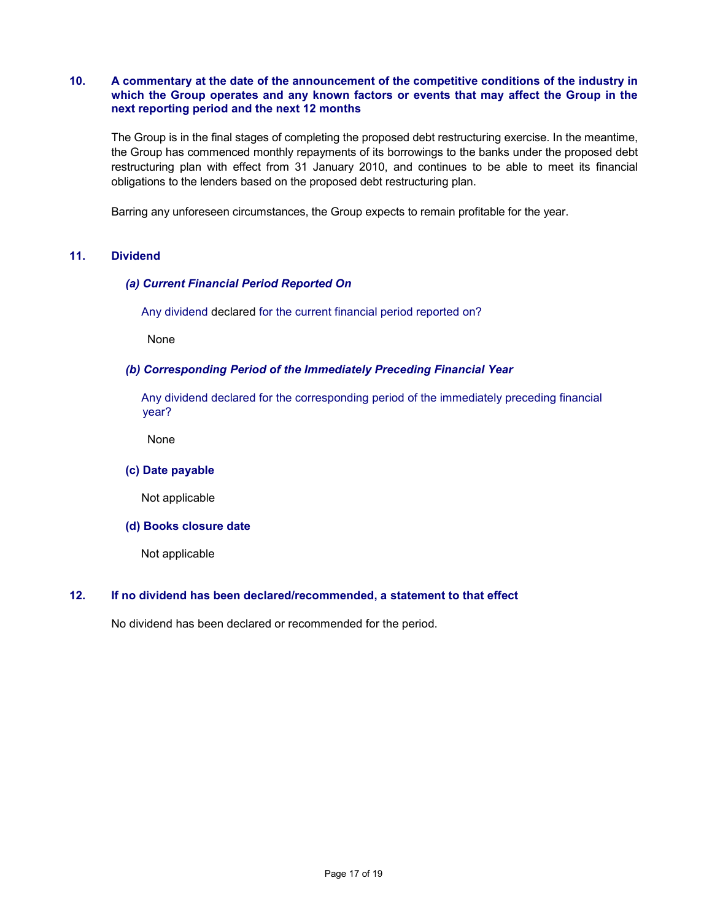## 10. A commentary at the date of the announcement of the competitive conditions of the industry in which the Group operates and any known factors or events that may affect the Group in the next reporting period and the next 12 months

The Group is in the final stages of completing the proposed debt restructuring exercise. In the meantime, the Group has commenced monthly repayments of its borrowings to the banks under the proposed debt restructuring plan with effect from 31 January 2010, and continues to be able to meet its financial obligations to the lenders based on the proposed debt restructuring plan.

Barring any unforeseen circumstances, the Group expects to remain profitable for the year.

## 11. Dividend

### *(a) Current Financial Period Reported On*

Any dividend declared for the current financial period reported on?

None

### *(b) Corresponding Period of the Immediately Preceding Financial Year*

Any dividend declared for the corresponding period of the immediately preceding financial year?

None

### (c) Date payable

Not applicable

### (d) Books closure date

Not applicable

## 12. If no dividend has been declared/recommended, a statement to that effect

No dividend has been declared or recommended for the period.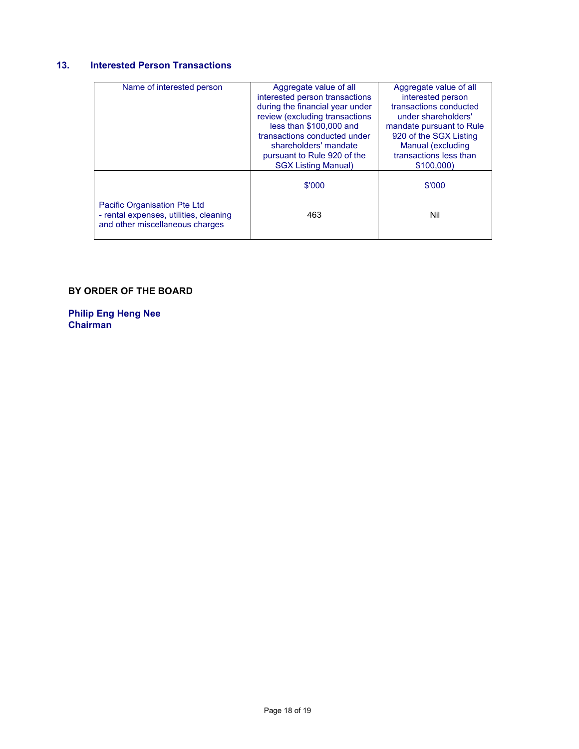## 13. Interested Person Transactions

| Name of interested person | Aggregate value of all interested person transactions during the financial year under review (excluding transactions less than $100,000 and transactions conducted under shareholders' mandate pursuant to Rule 920 of the SGX Listing Manual) | Aggregate value of all interested person transactions conducted under shareholders' mandate pursuant to Rule 920 of the SGX Listing Manual (excluding transactions less than $100,000) |
|---|---|---|
| | $'000 | $'000 |
| Pacific Organisation Pte Ltd<br>- rental expenses, utilities, cleaning and other miscellaneous charges | 463 | Nil |

**BY ORDER OF THE BOARD**

**Philip Eng Heng Nee**
**Chairman**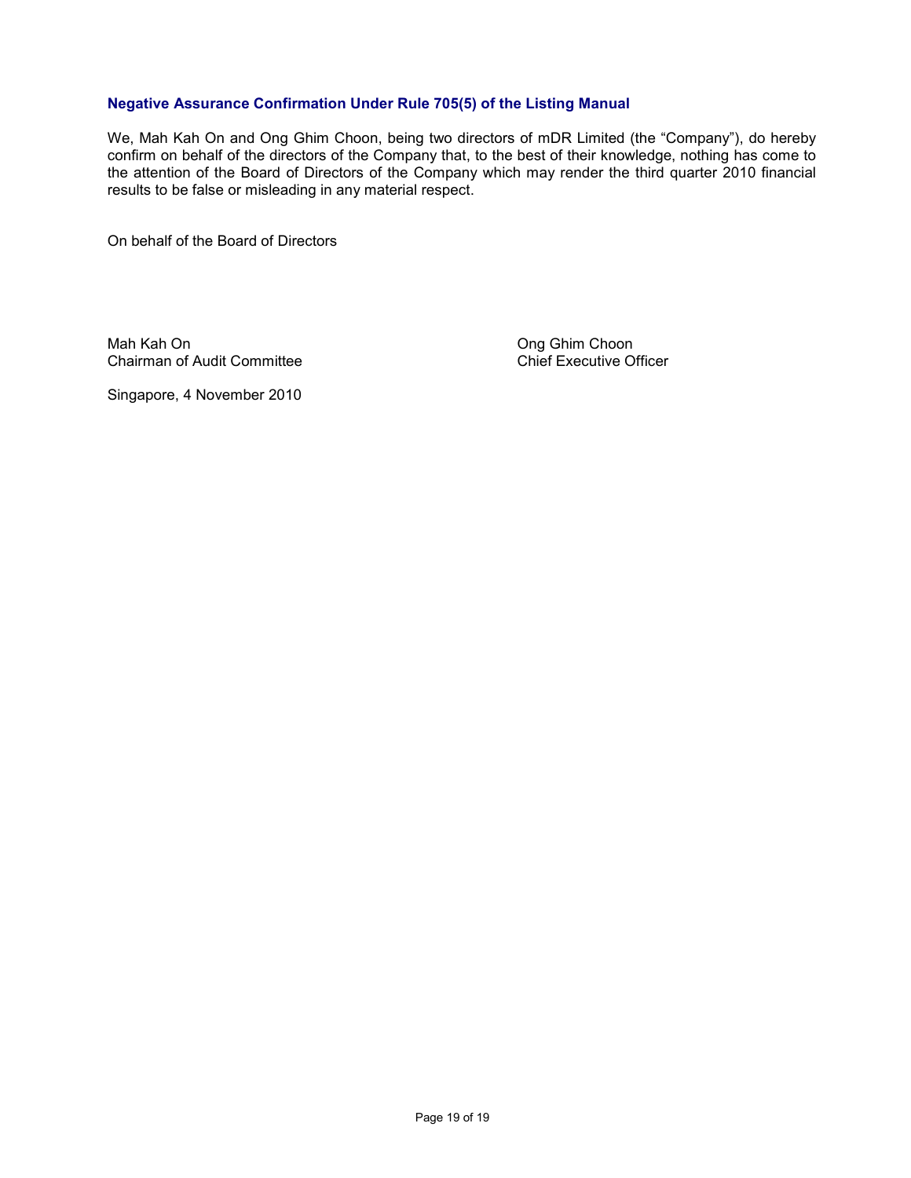### Negative Assurance Confirmation Under Rule 705(5) of the Listing Manual

We, Mah Kah On and Ong Ghim Choon, being two directors of mDR Limited (the "Company"), do hereby confirm on behalf of the directors of the Company that, to the best of their knowledge, nothing has come to the attention of the Board of Directors of the Company which may render the third quarter 2010 financial results to be false or misleading in any material respect.

On behalf of the Board of Directors

Mah Kah On
Chairman of Audit Committee

Ong Ghim Choon
Chief Executive Officer

Singapore, 4 November 2010